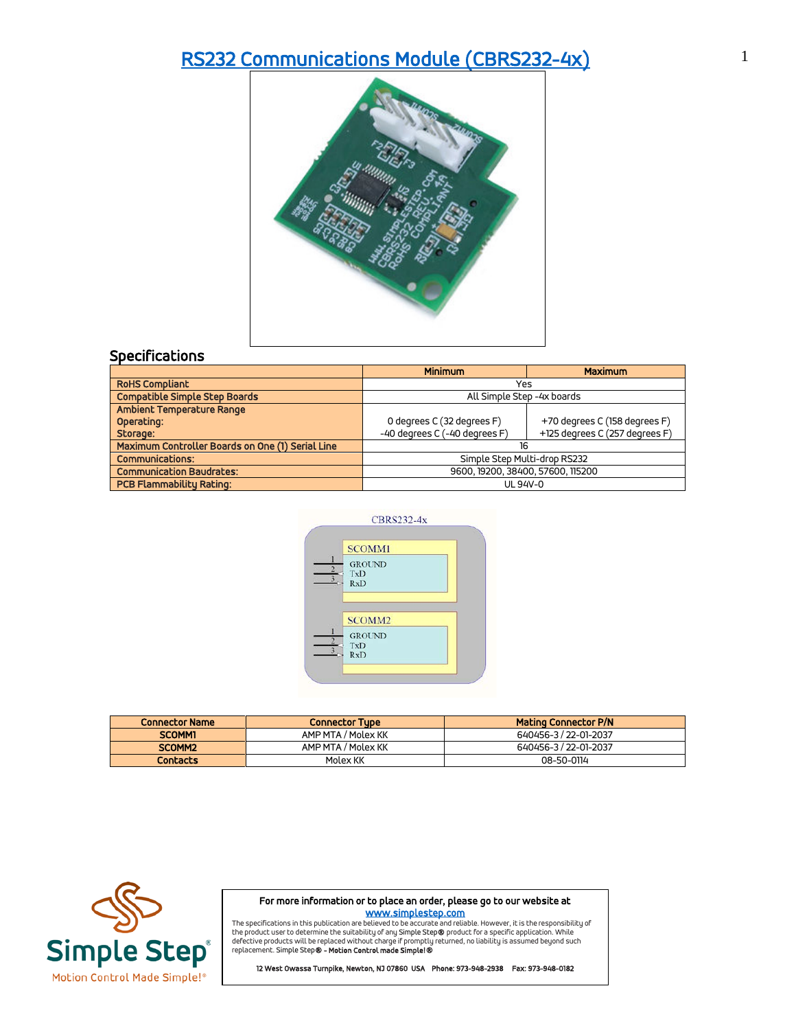# RS232 Communications Module (CBRS232-4x)

## Specifications

| | Minimum | Maximum |
|---|---|---|
| RoHS Compliant | Yes | |
| Compatible Simple Step Boards | All Simple Step -4x boards | |
| Ambient Temperature Range<br>Operating:<br>Storage: | 0 degrees C (32 degrees F)<br>-40 degrees C (-40 degrees F) | +70 degrees C (158 degrees F)<br>+125 degrees C (257 degrees F) |
| Maximum Controller Boards on One (1) Serial Line | 16 | |
| Communications: | Simple Step Multi-drop RS232 | |
| Communication Baudrates: | 9600, 19200, 38400, 57600, 115200 | |
| PCB Flammability Rating: | UL 94V-0 | |

CBRS232-4x

SCOMM1
1 GROUND
2 TxD
3 RxD

SCOMM2
1 GROUND
2 TxD
3 RxD

| Connector Name | Connector Type | Mating Connector P/N |
|---|---|---|
| SCOMM1 | AMP MTA / Molex KK | 640456-3 / 22-01-2037 |
| SCOMM2 | AMP MTA / Molex KK | 640456-3 / 22-01-2037 |
| Contacts | Molex KK | 08-50-0114 |

Simple Step®
Motion Control Made Simple!®

**For more information or to place an order, please go to our website at**
**www.simplestep.com**

The specifications in this publication are believed to be accurate and reliable. However, it is the responsibility of the product user to determine the suitability of any Simple Step® product for a specific application. While defective products will be replaced without charge if promptly returned, no liability is assumed beyond such replacement. Simple Step® - **Motion Control made Simple!®**

**12 West Owassa Turnpike, Newton, NJ 07860 USA Phone: 973-948-2938 Fax: 973-948-0182**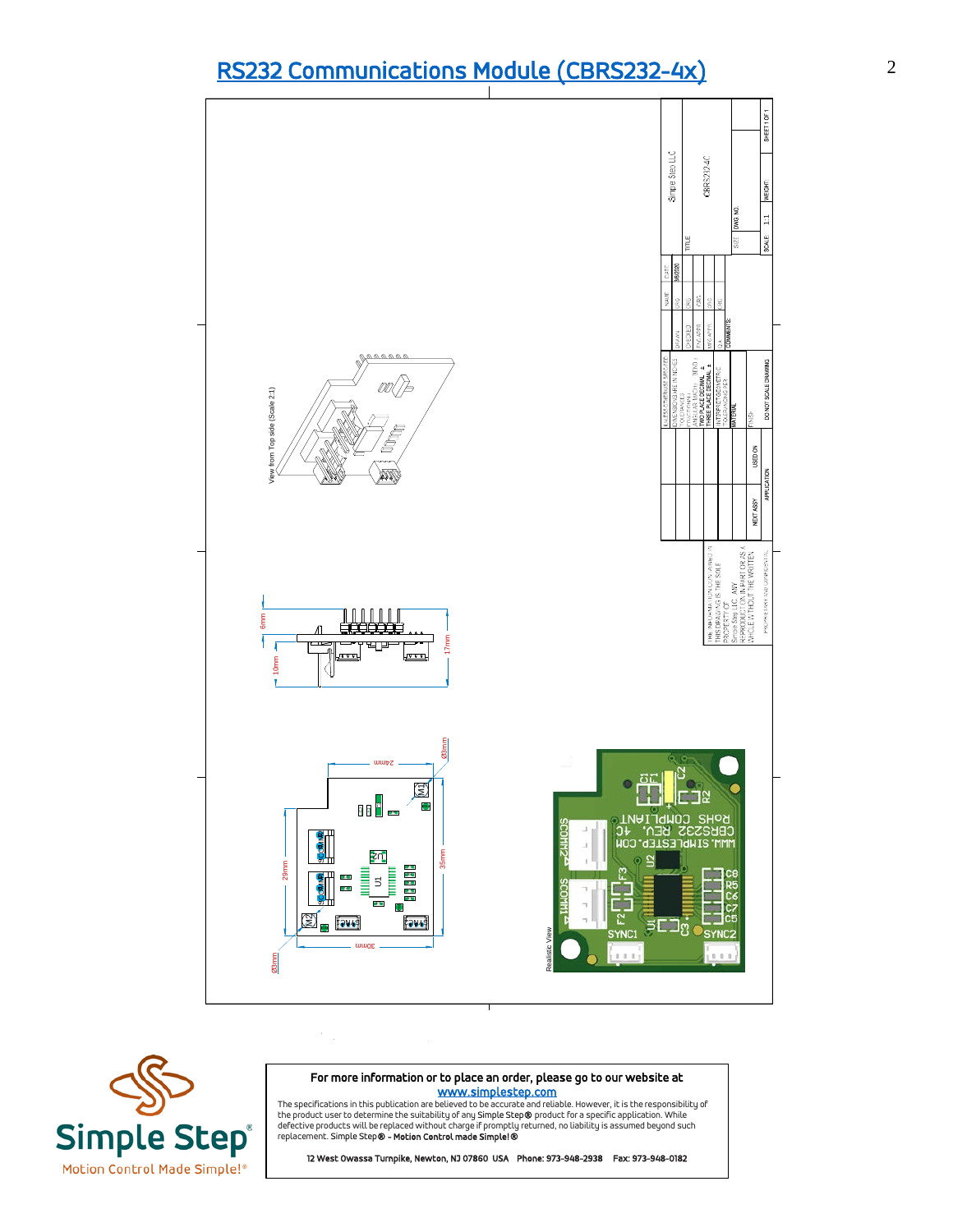# RS232 Communications Module (CBRS232-4x)

View from Top side (Scale 2:1)

6mm

10mm

17mm

24mm

Ø3mm

29mm

35mm

30mm

Ø3mm

Realistic View

Simple Step LLC

CBRS232-4C

For more information or to place an order, please go to our website at
www.simplestep.com

The specifications in this publication are believed to be accurate and reliable. However, it is the responsibility of the product user to determine the suitability of any Simple Step® product for a specific application. While defective products will be replaced without charge if promptly returned, no liability is assumed beyond such replacement. Simple Step® - **Motion Control made Simple!®**

**12 West Owassa Turnpike, Newton, NJ 07860 USA Phone: 973-948-2938 Fax: 973-948-0182**

Simple Step® Motion Control Made Simple!®